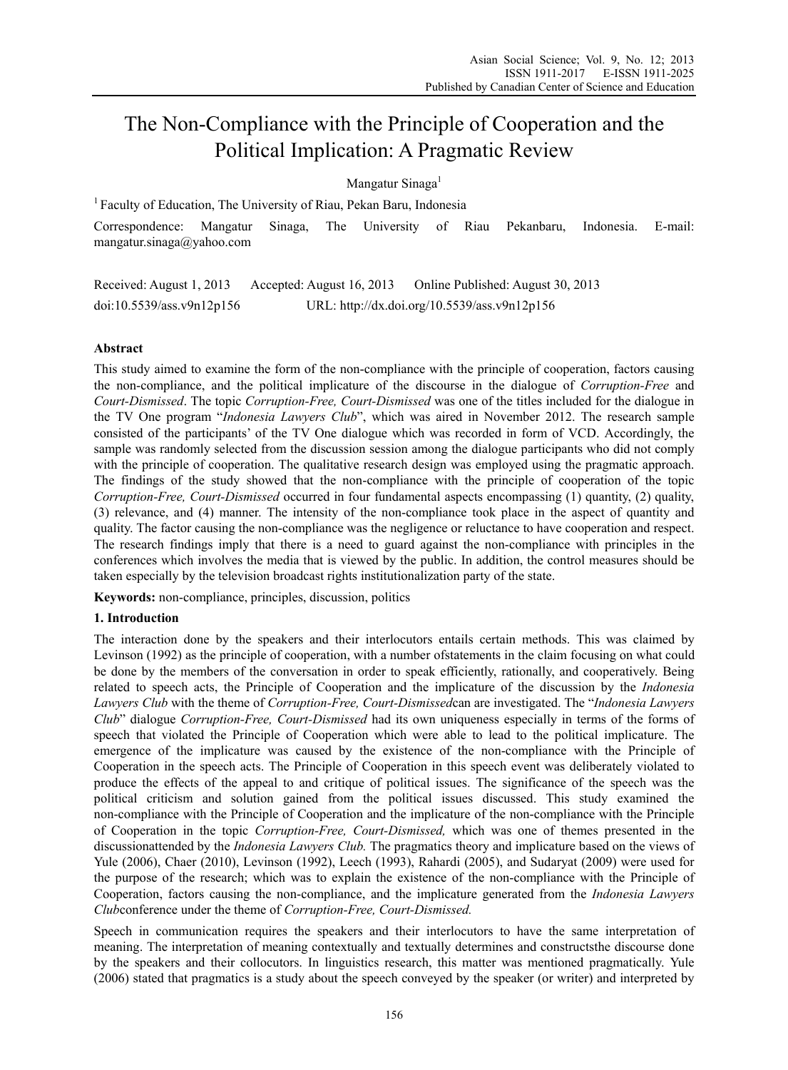# The Non-Compliance with the Principle of Cooperation and the Political Implication: A Pragmatic Review

Mangatur Sinaga[1]

[1] Faculty of Education, The University of Riau, Pekan Baru, Indonesia

Correspondence: Mangatur Sinaga, The University of Riau Pekanbaru, Indonesia. E-mail: mangatur.sinaga@yahoo.com

Received: August 1, 2013 Accepted: August 16, 2013 Online Published: August 30, 2013

doi:10.5539/ass.v9n12p156 URL: http://dx.doi.org/10.5539/ass.v9n12p156

## Abstract

This study aimed to examine the form of the non-compliance with the principle of cooperation, factors causing the non-compliance, and the political implicature of the discourse in the dialogue of *Corruption-Free* and *Court-Dismissed*. The topic *Corruption-Free, Court-Dismissed* was one of the titles included for the dialogue in the TV One program "*Indonesia Lawyers Club*", which was aired in November 2012. The research sample consisted of the participants' of the TV One dialogue which was recorded in form of VCD. Accordingly, the sample was randomly selected from the discussion session among the dialogue participants who did not comply with the principle of cooperation. The qualitative research design was employed using the pragmatic approach. The findings of the study showed that the non-compliance with the principle of cooperation of the topic *Corruption-Free, Court-Dismissed* occurred in four fundamental aspects encompassing (1) quantity, (2) quality, (3) relevance, and (4) manner. The intensity of the non-compliance took place in the aspect of quantity and quality. The factor causing the non-compliance was the negligence or reluctance to have cooperation and respect. The research findings imply that there is a need to guard against the non-compliance with principles in the conferences which involves the media that is viewed by the public. In addition, the control measures should be taken especially by the television broadcast rights institutionalization party of the state.

**Keywords:** non-compliance, principles, discussion, politics

## 1. Introduction

The interaction done by the speakers and their interlocutors entails certain methods. This was claimed by Levinson (1992) as the principle of cooperation, with a number ofstatements in the claim focusing on what could be done by the members of the conversation in order to speak efficiently, rationally, and cooperatively. Being related to speech acts, the Principle of Cooperation and the implicature of the discussion by the *Indonesia Lawyers Club* with the theme of *Corruption-Free, Court-Dismissed*can are investigated. The "*Indonesia Lawyers Club*" dialogue *Corruption-Free, Court-Dismissed* had its own uniqueness especially in terms of the forms of speech that violated the Principle of Cooperation which were able to lead to the political implicature. The emergence of the implicature was caused by the existence of the non-compliance with the Principle of Cooperation in the speech acts. The Principle of Cooperation in this speech event was deliberately violated to produce the effects of the appeal to and critique of political issues. The significance of the speech was the political criticism and solution gained from the political issues discussed. This study examined the non-compliance with the Principle of Cooperation and the implicature of the non-compliance with the Principle of Cooperation in the topic *Corruption-Free, Court-Dismissed,* which was one of themes presented in the discussionattended by the *Indonesia Lawyers Club.* The pragmatics theory and implicature based on the views of Yule (2006), Chaer (2010), Levinson (1992), Leech (1993), Rahardi (2005), and Sudaryat (2009) were used for the purpose of the research; which was to explain the existence of the non-compliance with the Principle of Cooperation, factors causing the non-compliance, and the implicature generated from the *Indonesia Lawyers Club*conference under the theme of *Corruption-Free, Court-Dismissed.*

Speech in communication requires the speakers and their interlocutors to have the same interpretation of meaning. The interpretation of meaning contextually and textually determines and constructsthe discourse done by the speakers and their collocutors. In linguistics research, this matter was mentioned pragmatically. Yule (2006) stated that pragmatics is a study about the speech conveyed by the speaker (or writer) and interpreted by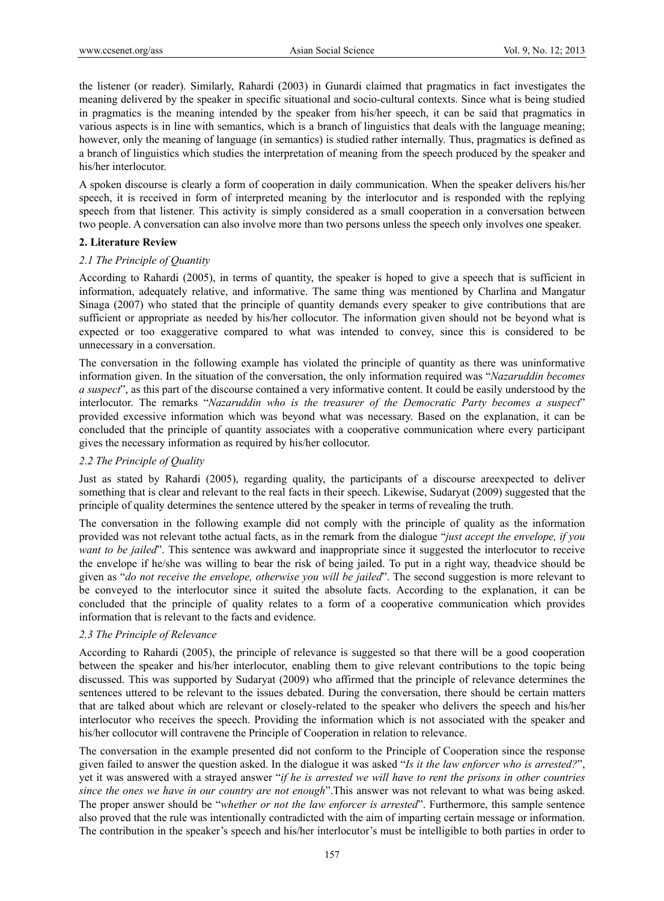the listener (or reader). Similarly, Rahardi (2003) in Gunardi claimed that pragmatics in fact investigates the meaning delivered by the speaker in specific situational and socio-cultural contexts. Since what is being studied in pragmatics is the meaning intended by the speaker from his/her speech, it can be said that pragmatics in various aspects is in line with semantics, which is a branch of linguistics that deals with the language meaning; however, only the meaning of language (in semantics) is studied rather internally. Thus, pragmatics is defined as a branch of linguistics which studies the interpretation of meaning from the speech produced by the speaker and his/her interlocutor.

A spoken discourse is clearly a form of cooperation in daily communication. When the speaker delivers his/her speech, it is received in form of interpreted meaning by the interlocutor and is responded with the replying speech from that listener. This activity is simply considered as a small cooperation in a conversation between two people. A conversation can also involve more than two persons unless the speech only involves one speaker.

## 2. Literature Review

### *2.1 The Principle of Quantity*

According to Rahardi (2005), in terms of quantity, the speaker is hoped to give a speech that is sufficient in information, adequately relative, and informative. The same thing was mentioned by Charlina and Mangatur Sinaga (2007) who stated that the principle of quantity demands every speaker to give contributions that are sufficient or appropriate as needed by his/her collocutor. The information given should not be beyond what is expected or too exaggerative compared to what was intended to convey, since this is considered to be unnecessary in a conversation.

The conversation in the following example has violated the principle of quantity as there was uninformative information given. In the situation of the conversation, the only information required was "*Nazaruddin becomes a suspect*", as this part of the discourse contained a very informative content. It could be easily understood by the interlocutor. The remarks "*Nazaruddin who is the treasurer of the Democratic Party becomes a suspect*" provided excessive information which was beyond what was necessary. Based on the explanation, it can be concluded that the principle of quantity associates with a cooperative communication where every participant gives the necessary information as required by his/her collocutor.

### *2.2 The Principle of Quality*

Just as stated by Rahardi (2005), regarding quality, the participants of a discourse areexpected to deliver something that is clear and relevant to the real facts in their speech. Likewise, Sudaryat (2009) suggested that the principle of quality determines the sentence uttered by the speaker in terms of revealing the truth.

The conversation in the following example did not comply with the principle of quality as the information provided was not relevant tothe actual facts, as in the remark from the dialogue "*just accept the envelope, if you want to be jailed*". This sentence was awkward and inappropriate since it suggested the interlocutor to receive the envelope if he/she was willing to bear the risk of being jailed. To put in a right way, theadvice should be given as "*do not receive the envelope, otherwise you will be jailed*". The second suggestion is more relevant to be conveyed to the interlocutor since it suited the absolute facts. According to the explanation, it can be concluded that the principle of quality relates to a form of a cooperative communication which provides information that is relevant to the facts and evidence.

### *2.3 The Principle of Relevance*

According to Rahardi (2005), the principle of relevance is suggested so that there will be a good cooperation between the speaker and his/her interlocutor, enabling them to give relevant contributions to the topic being discussed. This was supported by Sudaryat (2009) who affirmed that the principle of relevance determines the sentences uttered to be relevant to the issues debated. During the conversation, there should be certain matters that are talked about which are relevant or closely-related to the speaker who delivers the speech and his/her interlocutor who receives the speech. Providing the information which is not associated with the speaker and his/her collocutor will contravene the Principle of Cooperation in relation to relevance.

The conversation in the example presented did not conform to the Principle of Cooperation since the response given failed to answer the question asked. In the dialogue it was asked "*Is it the law enforcer who is arrested?*", yet it was answered with a strayed answer "*if he is arrested we will have to rent the prisons in other countries since the ones we have in our country are not enough*".This answer was not relevant to what was being asked. The proper answer should be "*whether or not the law enforcer is arrested*". Furthermore, this sample sentence also proved that the rule was intentionally contradicted with the aim of imparting certain message or information. The contribution in the speaker's speech and his/her interlocutor's must be intelligible to both parties in order to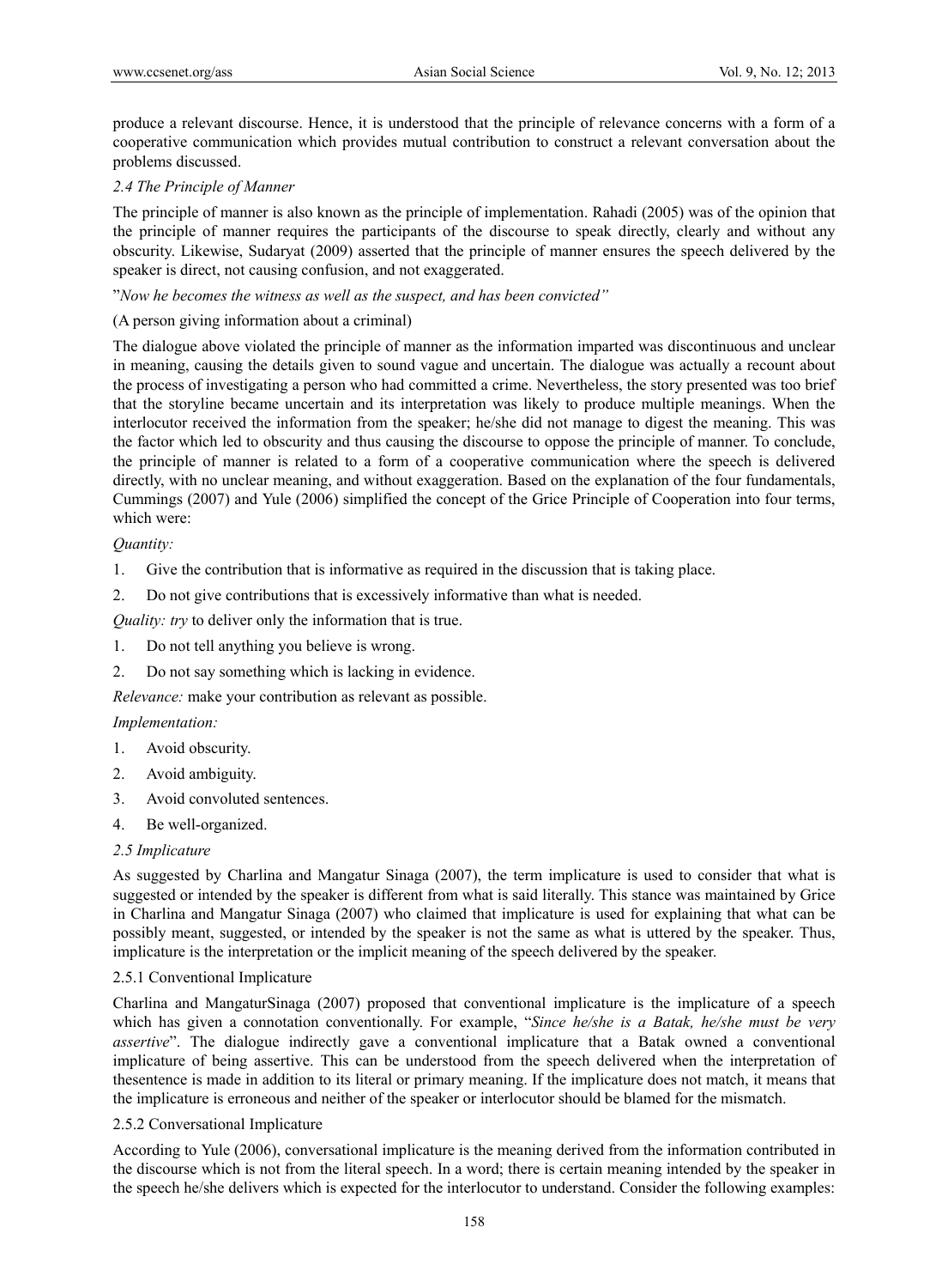produce a relevant discourse. Hence, it is understood that the principle of relevance concerns with a form of a cooperative communication which provides mutual contribution to construct a relevant conversation about the problems discussed.

### *2.4 The Principle of Manner*

The principle of manner is also known as the principle of implementation. Rahadi (2005) was of the opinion that the principle of manner requires the participants of the discourse to speak directly, clearly and without any obscurity. Likewise, Sudaryat (2009) asserted that the principle of manner ensures the speech delivered by the speaker is direct, not causing confusion, and not exaggerated.

”*Now he becomes the witness as well as the suspect, and has been convicted”*

(A person giving information about a criminal)

The dialogue above violated the principle of manner as the information imparted was discontinuous and unclear in meaning, causing the details given to sound vague and uncertain. The dialogue was actually a recount about the process of investigating a person who had committed a crime. Nevertheless, the story presented was too brief that the storyline became uncertain and its interpretation was likely to produce multiple meanings. When the interlocutor received the information from the speaker; he/she did not manage to digest the meaning. This was the factor which led to obscurity and thus causing the discourse to oppose the principle of manner. To conclude, the principle of manner is related to a form of a cooperative communication where the speech is delivered directly, with no unclear meaning, and without exaggeration. Based on the explanation of the four fundamentals, Cummings (2007) and Yule (2006) simplified the concept of the Grice Principle of Cooperation into four terms, which were:

*Quantity:*

1. Give the contribution that is informative as required in the discussion that is taking place.
2. Do not give contributions that is excessively informative than what is needed.

*Quality: try* to deliver only the information that is true.

1. Do not tell anything you believe is wrong.
2. Do not say something which is lacking in evidence.

*Relevance:* make your contribution as relevant as possible.

*Implementation:*

1. Avoid obscurity.
2. Avoid ambiguity.
3. Avoid convoluted sentences.
4. Be well-organized.

### *2.5 Implicature*

As suggested by Charlina and Mangatur Sinaga (2007), the term implicature is used to consider that what is suggested or intended by the speaker is different from what is said literally. This stance was maintained by Grice in Charlina and Mangatur Sinaga (2007) who claimed that implicature is used for explaining that what can be possibly meant, suggested, or intended by the speaker is not the same as what is uttered by the speaker. Thus, implicature is the interpretation or the implicit meaning of the speech delivered by the speaker.

#### 2.5.1 Conventional Implicature

Charlina and MangaturSinaga (2007) proposed that conventional implicature is the implicature of a speech which has given a connotation conventionally. For example, “*Since he/she is a Batak, he/she must be very assertive*”. The dialogue indirectly gave a conventional implicature that a Batak owned a conventional implicature of being assertive. This can be understood from the speech delivered when the interpretation of thesentence is made in addition to its literal or primary meaning. If the implicature does not match, it means that the implicature is erroneous and neither of the speaker or interlocutor should be blamed for the mismatch.

#### 2.5.2 Conversational Implicature

According to Yule (2006), conversational implicature is the meaning derived from the information contributed in the discourse which is not from the literal speech. In a word; there is certain meaning intended by the speaker in the speech he/she delivers which is expected for the interlocutor to understand. Consider the following examples: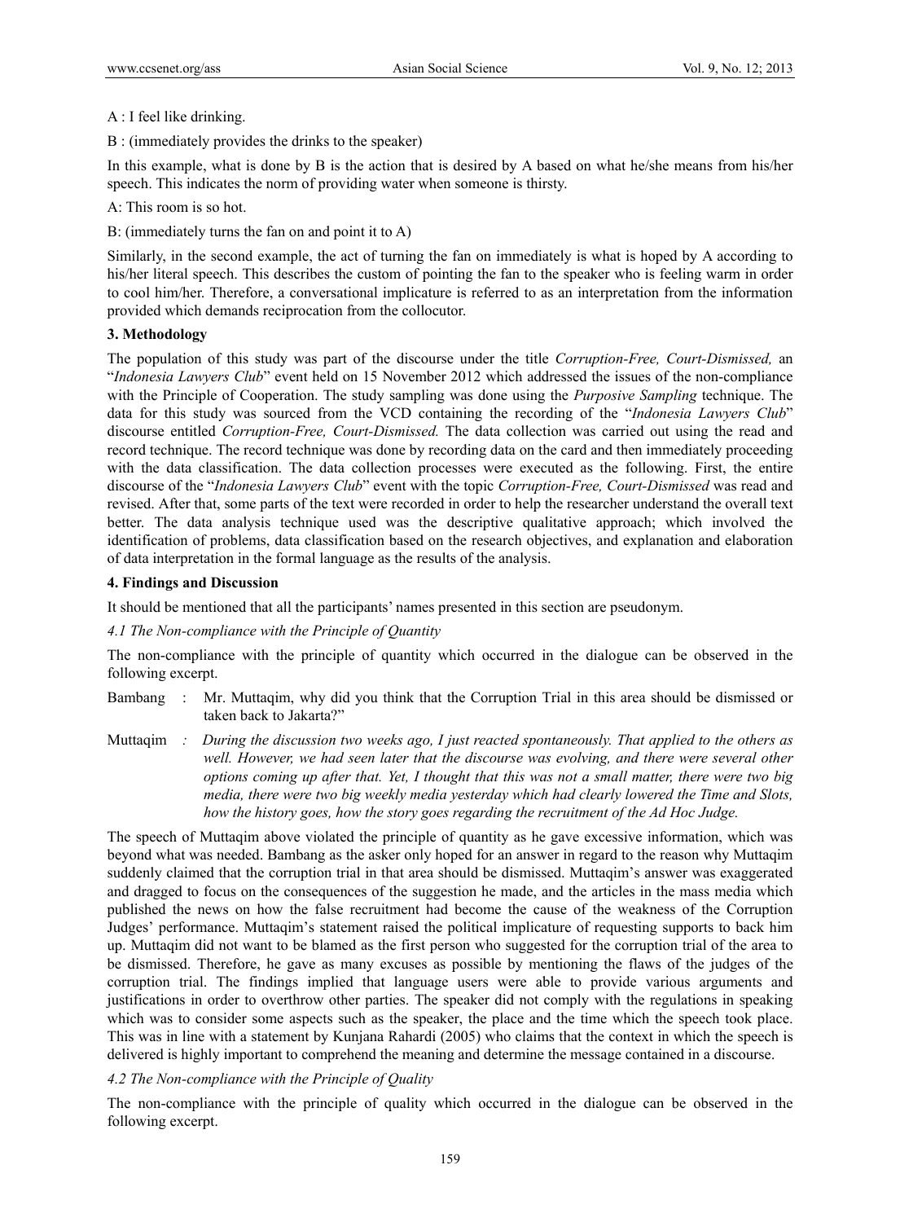A : I feel like drinking.

B : (immediately provides the drinks to the speaker)

In this example, what is done by B is the action that is desired by A based on what he/she means from his/her speech. This indicates the norm of providing water when someone is thirsty.

A: This room is so hot.

B: (immediately turns the fan on and point it to A)

Similarly, in the second example, the act of turning the fan on immediately is what is hoped by A according to his/her literal speech. This describes the custom of pointing the fan to the speaker who is feeling warm in order to cool him/her. Therefore, a conversational implicature is referred to as an interpretation from the information provided which demands reciprocation from the collocutor.

## 3. Methodology

The population of this study was part of the discourse under the title *Corruption-Free, Court-Dismissed,* an "*Indonesia Lawyers Club*" event held on 15 November 2012 which addressed the issues of the non-compliance with the Principle of Cooperation. The study sampling was done using the *Purposive Sampling* technique. The data for this study was sourced from the VCD containing the recording of the "*Indonesia Lawyers Club*" discourse entitled *Corruption-Free, Court-Dismissed.* The data collection was carried out using the read and record technique. The record technique was done by recording data on the card and then immediately proceeding with the data classification. The data collection processes were executed as the following. First, the entire discourse of the "*Indonesia Lawyers Club*" event with the topic *Corruption-Free, Court-Dismissed* was read and revised. After that, some parts of the text were recorded in order to help the researcher understand the overall text better. The data analysis technique used was the descriptive qualitative approach; which involved the identification of problems, data classification based on the research objectives, and explanation and elaboration of data interpretation in the formal language as the results of the analysis.

## 4. Findings and Discussion

It should be mentioned that all the participants' names presented in this section are pseudonym.

### *4.1 The Non-compliance with the Principle of Quantity*

The non-compliance with the principle of quantity which occurred in the dialogue can be observed in the following excerpt.

Bambang : Mr. Muttaqim, why did you think that the Corruption Trial in this area should be dismissed or taken back to Jakarta?"

Muttaqim : *During the discussion two weeks ago, I just reacted spontaneously. That applied to the others as well. However, we had seen later that the discourse was evolving, and there were several other options coming up after that. Yet, I thought that this was not a small matter, there were two big media, there were two big weekly media yesterday which had clearly lowered the Time and Slots, how the history goes, how the story goes regarding the recruitment of the Ad Hoc Judge.*

The speech of Muttaqim above violated the principle of quantity as he gave excessive information, which was beyond what was needed. Bambang as the asker only hoped for an answer in regard to the reason why Muttaqim suddenly claimed that the corruption trial in that area should be dismissed. Muttaqim's answer was exaggerated and dragged to focus on the consequences of the suggestion he made, and the articles in the mass media which published the news on how the false recruitment had become the cause of the weakness of the Corruption Judges' performance. Muttaqim's statement raised the political implicature of requesting supports to back him up. Muttaqim did not want to be blamed as the first person who suggested for the corruption trial of the area to be dismissed. Therefore, he gave as many excuses as possible by mentioning the flaws of the judges of the corruption trial. The findings implied that language users were able to provide various arguments and justifications in order to overthrow other parties. The speaker did not comply with the regulations in speaking which was to consider some aspects such as the speaker, the place and the time which the speech took place. This was in line with a statement by Kunjana Rahardi (2005) who claims that the context in which the speech is delivered is highly important to comprehend the meaning and determine the message contained in a discourse.

### *4.2 The Non-compliance with the Principle of Quality*

The non-compliance with the principle of quality which occurred in the dialogue can be observed in the following excerpt.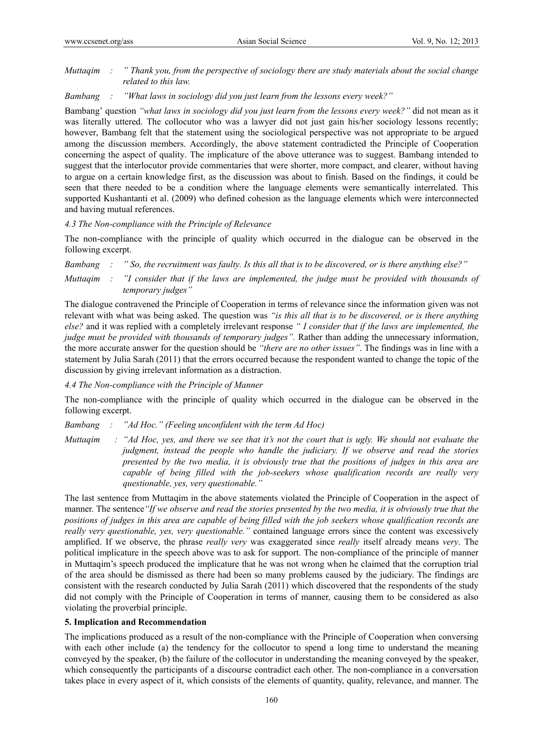*Muttaqim : " Thank you, from the perspective of sociology there are study materials about the social change related to this law.*

*Bambang : "What laws in sociology did you just learn from the lessons every week?"*

Bambang' question *"what laws in sociology did you just learn from the lessons every week?"* did not mean as it was literally uttered. The collocutor who was a lawyer did not just gain his/her sociology lessons recently; however, Bambang felt that the statement using the sociological perspective was not appropriate to be argued among the discussion members. Accordingly, the above statement contradicted the Principle of Cooperation concerning the aspect of quality. The implicature of the above utterance was to suggest. Bambang intended to suggest that the interlocutor provide commentaries that were shorter, more compact, and clearer, without having to argue on a certain knowledge first, as the discussion was about to finish. Based on the findings, it could be seen that there needed to be a condition where the language elements were semantically interrelated. This supported Kushantanti et al. (2009) who defined cohesion as the language elements which were interconnected and having mutual references.

*4.3 The Non-compliance with the Principle of Relevance*

The non-compliance with the principle of quality which occurred in the dialogue can be observed in the following excerpt.

*Bambang : " So, the recruitment was faulty. Is this all that is to be discovered, or is there anything else?"*

*Muttaqim : "I consider that if the laws are implemented, the judge must be provided with thousands of temporary judges"*

The dialogue contravened the Principle of Cooperation in terms of relevance since the information given was not relevant with what was being asked. The question was *"is this all that is to be discovered, or is there anything else?* and it was replied with a completely irrelevant response *" I consider that if the laws are implemented, the judge must be provided with thousands of temporary judges".* Rather than adding the unnecessary information, the more accurate answer for the question should be *"there are no other issues"*. The findings was in line with a statement by Julia Sarah (2011) that the errors occurred because the respondent wanted to change the topic of the discussion by giving irrelevant information as a distraction.

*4.4 The Non-compliance with the Principle of Manner*

The non-compliance with the principle of quality which occurred in the dialogue can be observed in the following excerpt.

*Bambang : "Ad Hoc." (Feeling unconfident with the term Ad Hoc)*

*Muttaqim : "Ad Hoc, yes, and there we see that it's not the court that is ugly. We should not evaluate the judgment, instead the people who handle the judiciary. If we observe and read the stories presented by the two media, it is obviously true that the positions of judges in this area are capable of being filled with the job-seekers whose qualification records are really very questionable, yes, very questionable."*

The last sentence from Muttaqim in the above statements violated the Principle of Cooperation in the aspect of manner. The sentence*"If we observe and read the stories presented by the two media, it is obviously true that the positions of judges in this area are capable of being filled with the job seekers whose qualification records are really very questionable, yes, very questionable."* contained language errors since the content was excessively amplified. If we observe, the phrase *really very* was exaggerated since *really* itself already means *very*. The political implicature in the speech above was to ask for support. The non-compliance of the principle of manner in Muttaqim's speech produced the implicature that he was not wrong when he claimed that the corruption trial of the area should be dismissed as there had been so many problems caused by the judiciary. The findings are consistent with the research conducted by Julia Sarah (2011) which discovered that the respondents of the study did not comply with the Principle of Cooperation in terms of manner, causing them to be considered as also violating the proverbial principle.

**5. Implication and Recommendation**

The implications produced as a result of the non-compliance with the Principle of Cooperation when conversing with each other include (a) the tendency for the collocutor to spend a long time to understand the meaning conveyed by the speaker, (b) the failure of the collocutor in understanding the meaning conveyed by the speaker, which consequently the participants of a discourse contradict each other. The non-compliance in a conversation takes place in every aspect of it, which consists of the elements of quantity, quality, relevance, and manner. The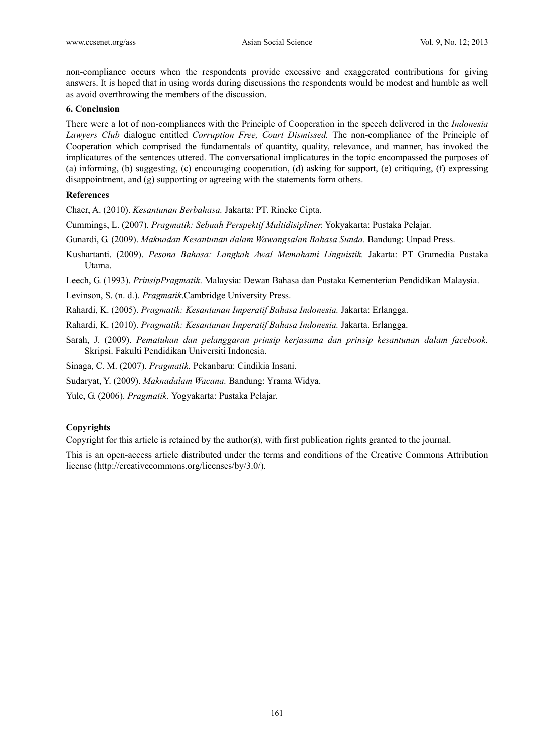non-compliance occurs when the respondents provide excessive and exaggerated contributions for giving answers. It is hoped that in using words during discussions the respondents would be modest and humble as well as avoid overthrowing the members of the discussion.

## 6. Conclusion

There were a lot of non-compliances with the Principle of Cooperation in the speech delivered in the *Indonesia Lawyers Club* dialogue entitled *Corruption Free, Court Dismissed.* The non-compliance of the Principle of Cooperation which comprised the fundamentals of quantity, quality, relevance, and manner, has invoked the implicatures of the sentences uttered. The conversational implicatures in the topic encompassed the purposes of (a) informing, (b) suggesting, (c) encouraging cooperation, (d) asking for support, (e) critiquing, (f) expressing disappointment, and (g) supporting or agreeing with the statements form others.

## References

Chaer, A. (2010). *Kesantunan Berbahasa.* Jakarta: PT. Rineke Cipta.

Cummings, L. (2007). *Pragmatik: Sebuah Perspektif Multidisipliner.* Yokyakarta: Pustaka Pelajar.

Gunardi, G. (2009). *Maknadan Kesantunan dalam Wawangsalan Bahasa Sunda*. Bandung: Unpad Press.

Kushartanti. (2009). *Pesona Bahasa: Langkah Awal Memahami Linguistik.* Jakarta: PT Gramedia Pustaka Utama.

Leech, G. (1993). *PrinsipPragmatik*. Malaysia: Dewan Bahasa dan Pustaka Kementerian Pendidikan Malaysia.

Levinson, S. (n. d.). *Pragmatik*.Cambridge University Press.

Rahardi, K. (2005). *Pragmatik: Kesantunan Imperatif Bahasa Indonesia.* Jakarta: Erlangga.

Rahardi, K. (2010). *Pragmatik: Kesantunan Imperatif Bahasa Indonesia.* Jakarta. Erlangga.

Sarah, J. (2009). *Pematuhan dan pelanggaran prinsip kerjasama dan prinsip kesantunan dalam facebook.* Skripsi. Fakulti Pendidikan Universiti Indonesia.

Sinaga, C. M. (2007). *Pragmatik.* Pekanbaru: Cindikia Insani.

Sudaryat, Y. (2009). *Maknadalam Wacana.* Bandung: Yrama Widya.

Yule, G. (2006). *Pragmatik.* Yogyakarta: Pustaka Pelajar.

## Copyrights

Copyright for this article is retained by the author(s), with first publication rights granted to the journal.

This is an open-access article distributed under the terms and conditions of the Creative Commons Attribution license (http://creativecommons.org/licenses/by/3.0/).